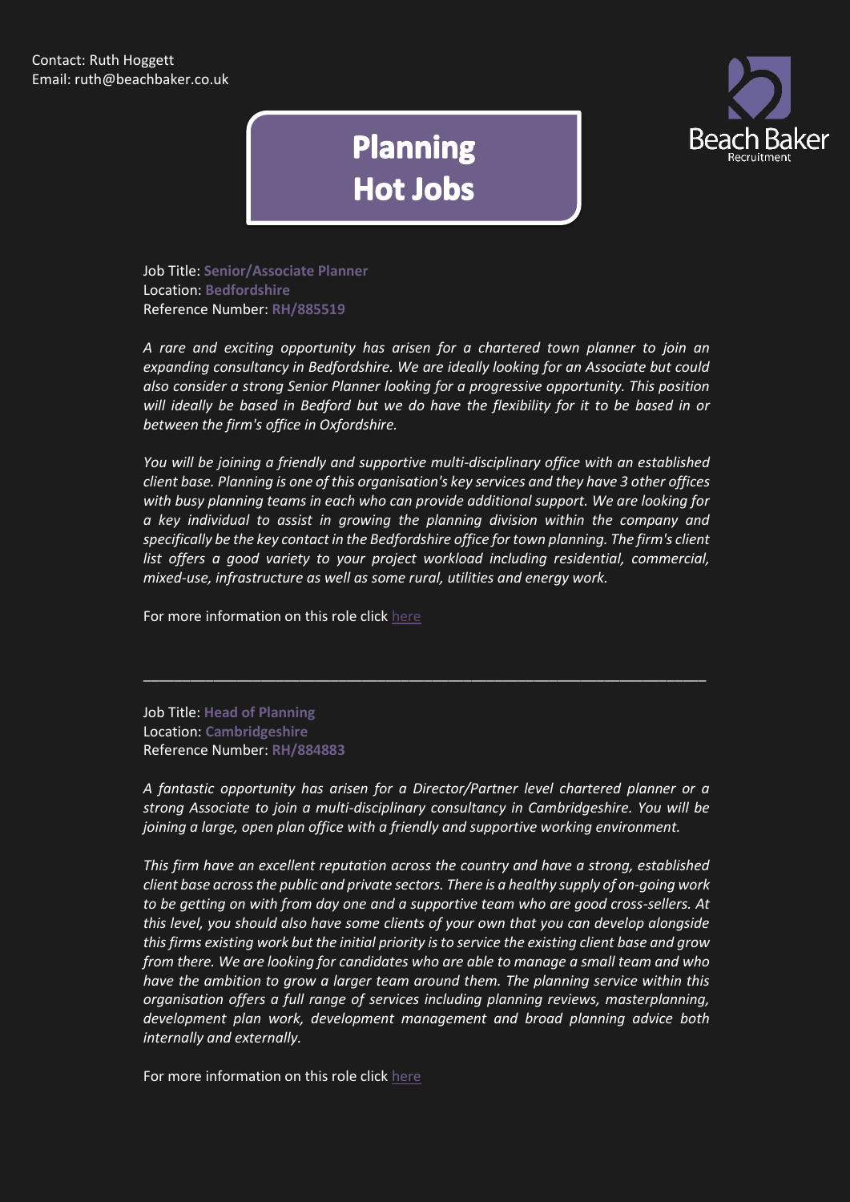Contact: Ruth Hoggett
Email: ruth@beachbaker.co.uk

# Planning Hot Jobs

Job Title: **Senior/Associate Planner**
Location: **Bedfordshire**
Reference Number: **RH/885519**

*A rare and exciting opportunity has arisen for a chartered town planner to join an expanding consultancy in Bedfordshire. We are ideally looking for an Associate but could also consider a strong Senior Planner looking for a progressive opportunity. This position will ideally be based in Bedford but we do have the flexibility for it to be based in or between the firm's office in Oxfordshire.*

*You will be joining a friendly and supportive multi-disciplinary office with an established client base. Planning is one of this organisation's key services and they have 3 other offices with busy planning teams in each who can provide additional support. We are looking for a key individual to assist in growing the planning division within the company and specifically be the key contact in the Bedfordshire office for town planning. The firm's client list offers a good variety to your project workload including residential, commercial, mixed-use, infrastructure as well as some rural, utilities and energy work.*

For more information on this role click here

---

Job Title: **Head of Planning**
Location: **Cambridgeshire**
Reference Number: **RH/884883**

*A fantastic opportunity has arisen for a Director/Partner level chartered planner or a strong Associate to join a multi-disciplinary consultancy in Cambridgeshire. You will be joining a large, open plan office with a friendly and supportive working environment.*

*This firm have an excellent reputation across the country and have a strong, established client base across the public and private sectors. There is a healthy supply of on-going work to be getting on with from day one and a supportive team who are good cross-sellers. At this level, you should also have some clients of your own that you can develop alongside this firms existing work but the initial priority is to service the existing client base and grow from there. We are looking for candidates who are able to manage a small team and who have the ambition to grow a larger team around them. The planning service within this organisation offers a full range of services including planning reviews, masterplanning, development plan work, development management and broad planning advice both internally and externally.*

For more information on this role click here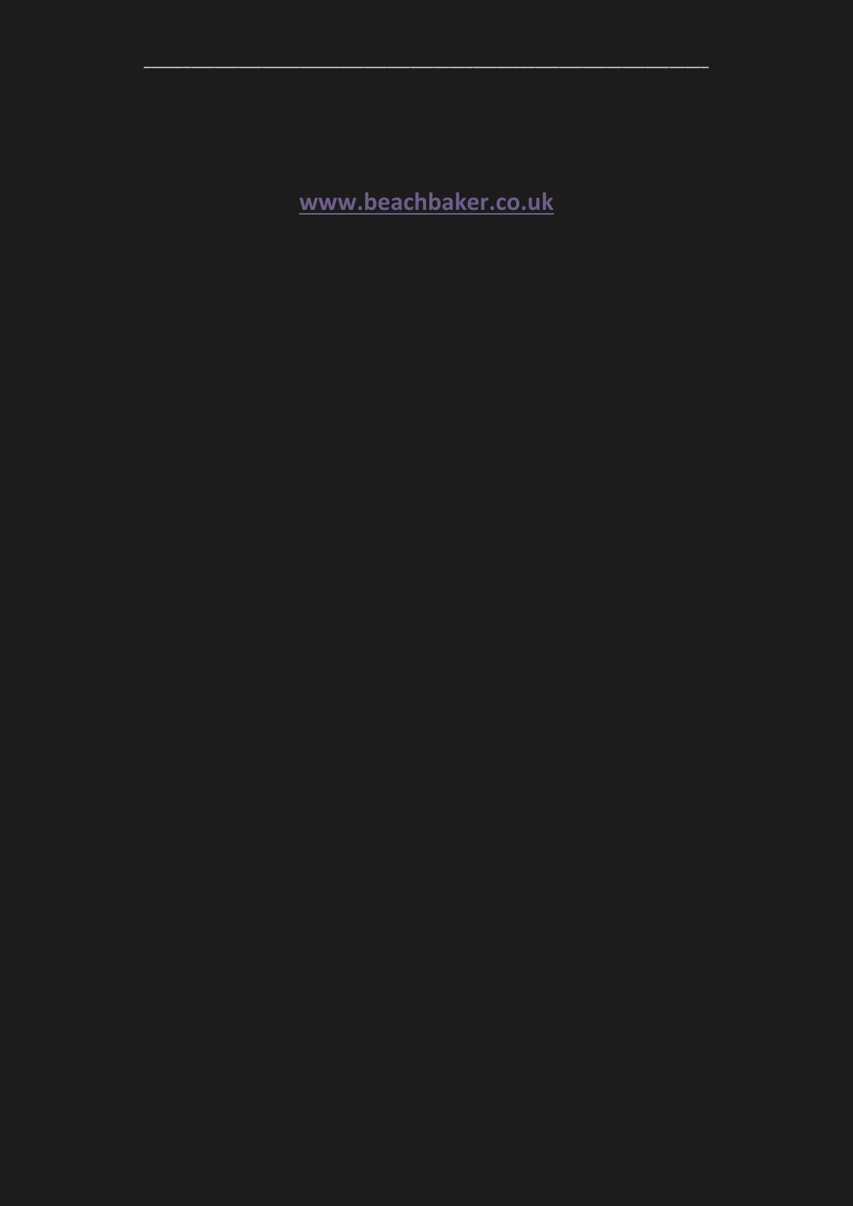---

**[www.beachbaker.co.uk](http://www.beachbaker.co.uk)**